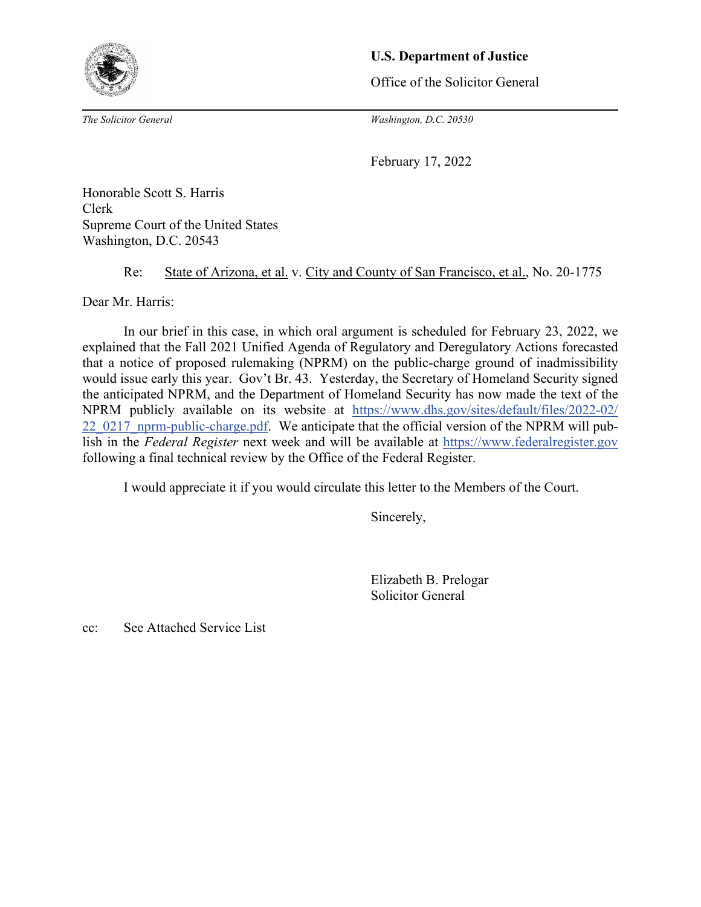**U.S. Department of Justice**

Office of the Solicitor General

*The Solicitor General* — *Washington, D.C. 20530*

February 17, 2022

Honorable Scott S. Harris
Clerk
Supreme Court of the United States
Washington, D.C. 20543

Re: State of Arizona, et al. v. City and County of San Francisco, et al., No. 20-1775

Dear Mr. Harris:

In our brief in this case, in which oral argument is scheduled for February 23, 2022, we explained that the Fall 2021 Unified Agenda of Regulatory and Deregulatory Actions forecasted that a notice of proposed rulemaking (NPRM) on the public-charge ground of inadmissibility would issue early this year. Gov't Br. 43. Yesterday, the Secretary of Homeland Security signed the anticipated NPRM, and the Department of Homeland Security has now made the text of the NPRM publicly available on its website at https://www.dhs.gov/sites/default/files/2022-02/22_0217_nprm-public-charge.pdf. We anticipate that the official version of the NPRM will publish in the *Federal Register* next week and will be available at https://www.federalregister.gov following a final technical review by the Office of the Federal Register.

I would appreciate it if you would circulate this letter to the Members of the Court.

Sincerely,

Elizabeth B. Prelogar
Solicitor General

cc: See Attached Service List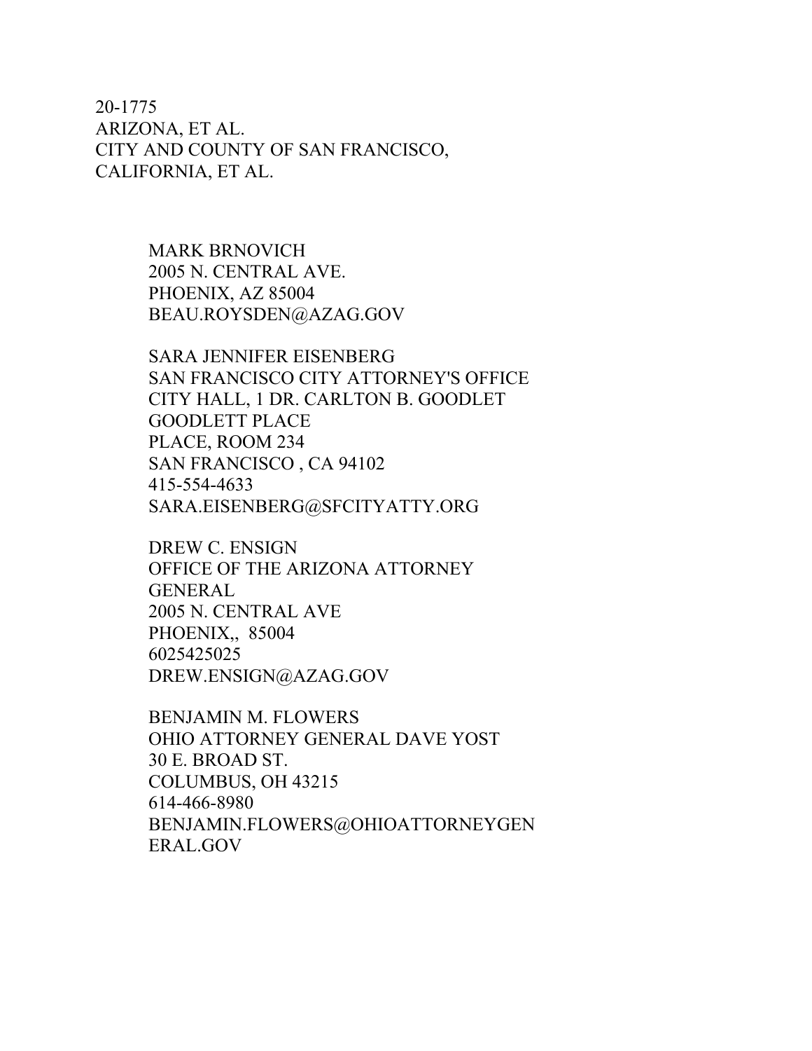20-1775
ARIZONA, ET AL.
CITY AND COUNTY OF SAN FRANCISCO, CALIFORNIA, ET AL.

MARK BRNOVICH
2005 N. CENTRAL AVE.
PHOENIX, AZ 85004
BEAU.ROYSDEN@AZAG.GOV

SARA JENNIFER EISENBERG
SAN FRANCISCO CITY ATTORNEY'S OFFICE
CITY HALL, 1 DR. CARLTON B. GOODLET
GOODLETT PLACE
PLACE, ROOM 234
SAN FRANCISCO , CA 94102
415-554-4633
SARA.EISENBERG@SFCITYATTY.ORG

DREW C. ENSIGN
OFFICE OF THE ARIZONA ATTORNEY GENERAL
2005 N. CENTRAL AVE
PHOENIX,, 85004
6025425025
DREW.ENSIGN@AZAG.GOV

BENJAMIN M. FLOWERS
OHIO ATTORNEY GENERAL DAVE YOST
30 E. BROAD ST.
COLUMBUS, OH 43215
614-466-8980
BENJAMIN.FLOWERS@OHIOATTORNEYGENERAL.GOV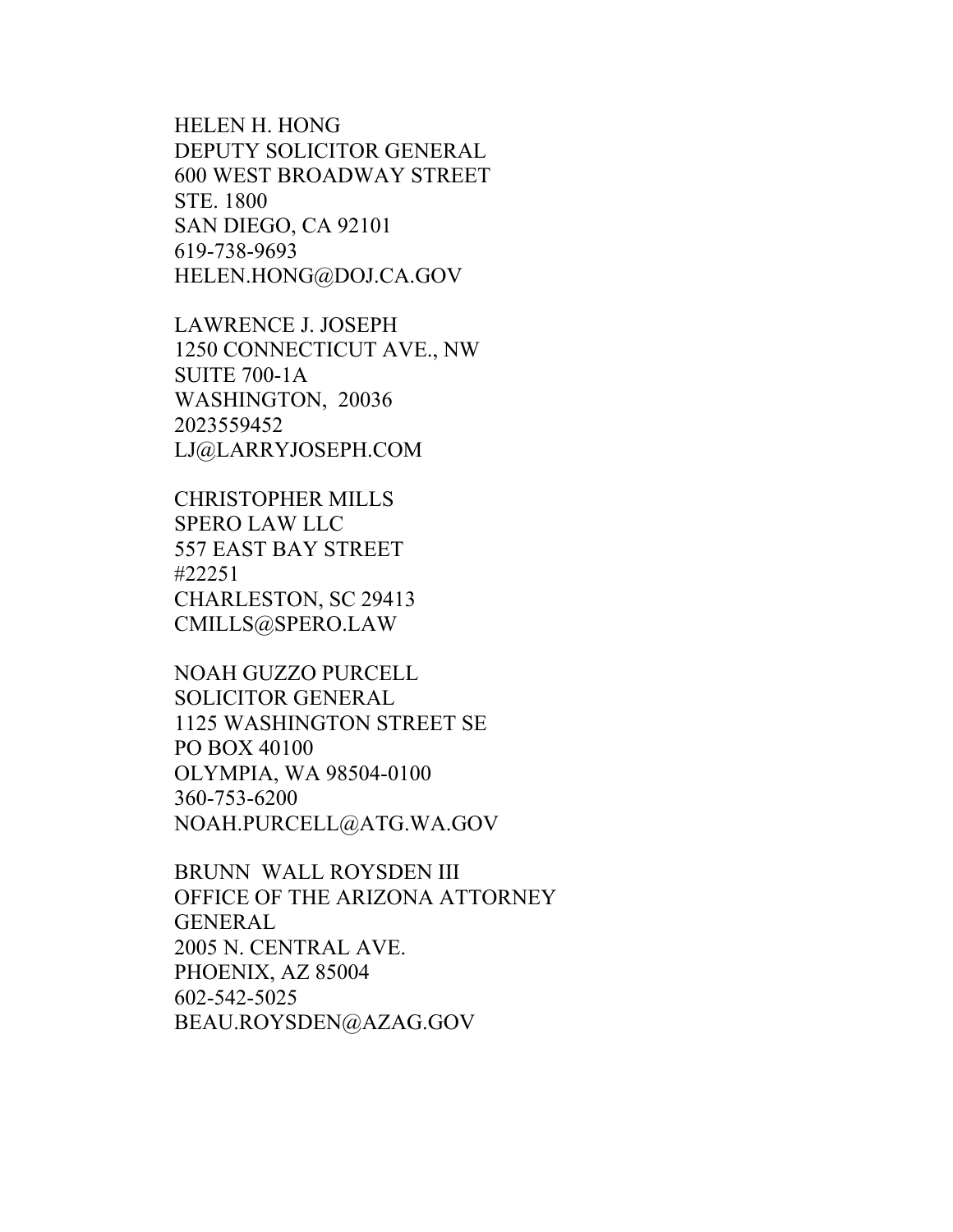HELEN H. HONG
DEPUTY SOLICITOR GENERAL
600 WEST BROADWAY STREET
STE. 1800
SAN DIEGO, CA 92101
619-738-9693
HELEN.HONG@DOJ.CA.GOV

LAWRENCE J. JOSEPH
1250 CONNECTICUT AVE., NW
SUITE 700-1A
WASHINGTON, 20036
2023559452
LJ@LARRYJOSEPH.COM

CHRISTOPHER MILLS
SPERO LAW LLC
557 EAST BAY STREET
#22251
CHARLESTON, SC 29413
CMILLS@SPERO.LAW

NOAH GUZZO PURCELL
SOLICITOR GENERAL
1125 WASHINGTON STREET SE
PO BOX 40100
OLYMPIA, WA 98504-0100
360-753-6200
NOAH.PURCELL@ATG.WA.GOV

BRUNN WALL ROYSDEN III
OFFICE OF THE ARIZONA ATTORNEY GENERAL
2005 N. CENTRAL AVE.
PHOENIX, AZ 85004
602-542-5025
BEAU.ROYSDEN@AZAG.GOV